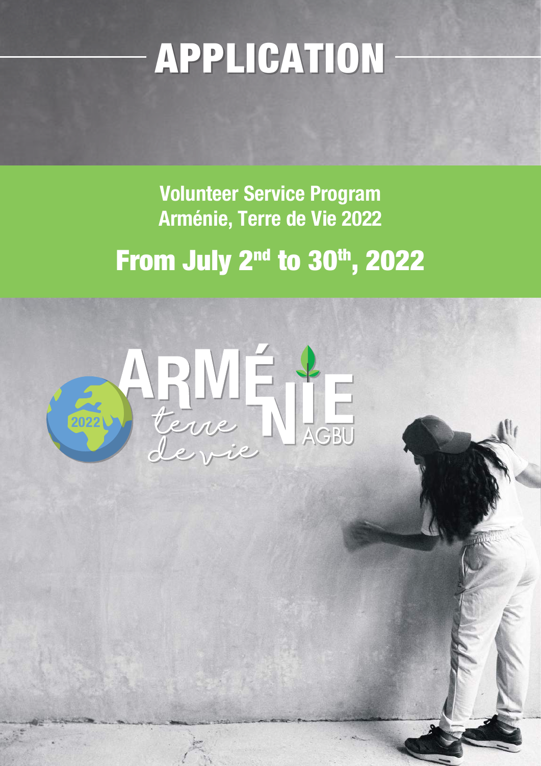# APPLICATION

**Volunteer Service Program**
**Arménie, Terre de Vie 2022**

## From July 2nd to 30th, 2022

ARMÉNIE terre de vie AGBU 2022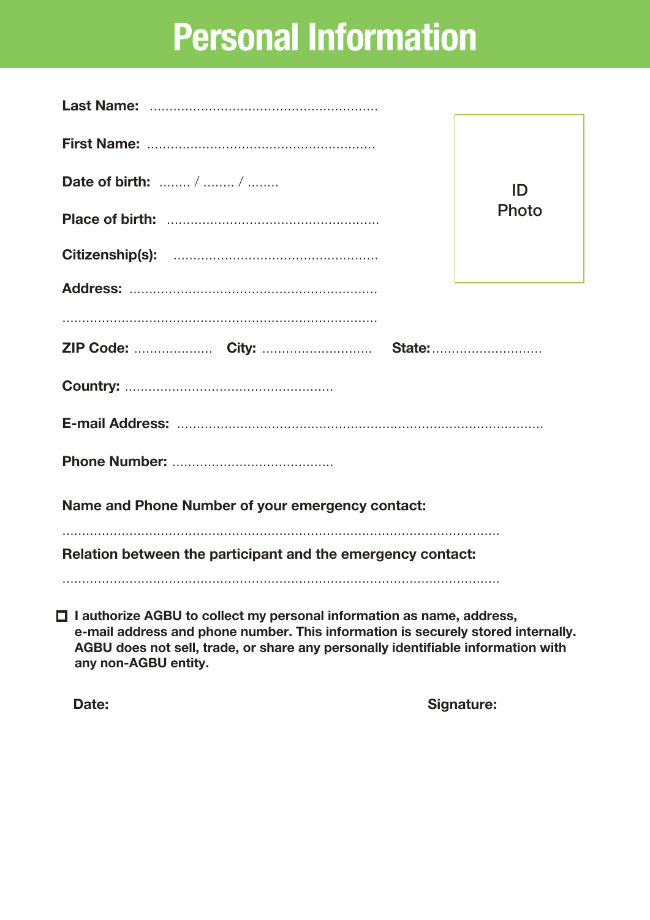# Personal Information

**Last Name:** ..........................................................

**First Name:** ..........................................................

**Date of birth:** ........ / ........ / ........

**Place of birth:** .....................................................

**Citizenship(s):** ....................................................

**Address:** ..............................................................

...............................................................................

**ZIP Code:** .................... **City:** ............................ **State:**............................

**Country:** ....................................................

**E-mail Address:** ..........................................................................................

**Phone Number:** ........................................

ID Photo

**Name and Phone Number of your emergency contact:**

...............................................................................................................

**Relation between the participant and the emergency contact:**

...............................................................................................................

☐ **I authorize AGBU to collect my personal information as name, address, e-mail address and phone number. This information is securely stored internally. AGBU does not sell, trade, or share any personally identifiable information with any non-AGBU entity.**

**Date:** **Signature:**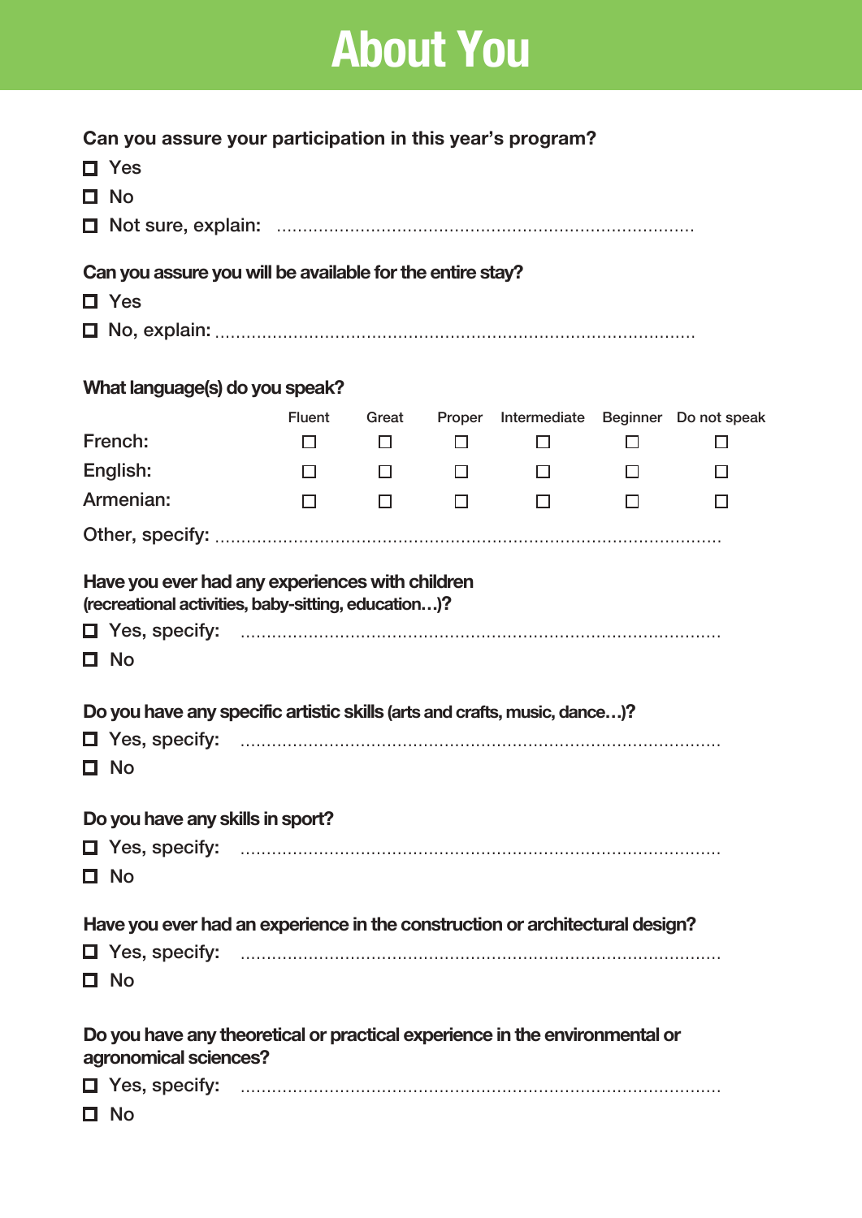# About You

**Can you assure your participation in this year's program?**

- ☐ Yes
- ☐ No
- ☐ Not sure, explain: ..............................................................................

**Can you assure you will be available for the entire stay?**

- ☐ Yes
- ☐ No, explain: ..........................................................................................

**What language(s) do you speak?**

| | Fluent | Great | Proper | Intermediate | Beginner | Do not speak |
|---|---|---|---|---|---|---|
| French: | ☐ | ☐ | ☐ | ☐ | ☐ | ☐ |
| English: | ☐ | ☐ | ☐ | ☐ | ☐ | ☐ |
| Armenian: | ☐ | ☐ | ☐ | ☐ | ☐ | ☐ |

Other, specify: ..............................................................................................

**Have you ever had any experiences with children (recreational activities, baby-sitting, education…)?**

- ☐ Yes, specify: ..........................................................................................
- ☐ No

**Do you have any specific artistic skills (arts and crafts, music, dance…)?**

- ☐ Yes, specify: ..........................................................................................
- ☐ No

**Do you have any skills in sport?**

- ☐ Yes, specify: ..........................................................................................
- ☐ No

**Have you ever had an experience in the construction or architectural design?**

- ☐ Yes, specify: ..........................................................................................
- ☐ No

**Do you have any theoretical or practical experience in the environmental or agronomical sciences?**

- ☐ Yes, specify: ..........................................................................................
- ☐ No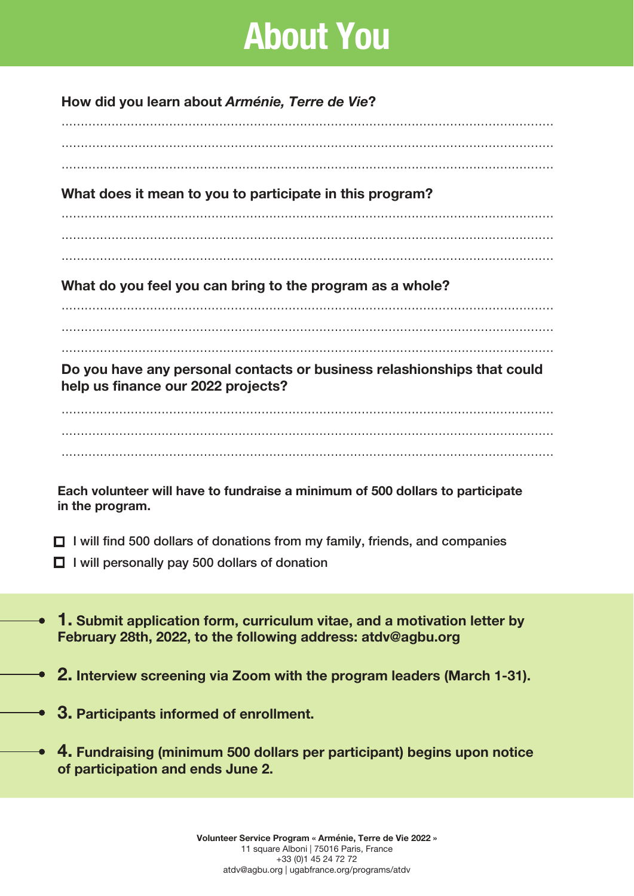# About You

**How did you learn about *Arménie, Terre de Vie*?**

..........................................................................................................................

..........................................................................................................................

..........................................................................................................................

**What does it mean to you to participate in this program?**

..........................................................................................................................

..........................................................................................................................

..........................................................................................................................

**What do you feel you can bring to the program as a whole?**

..........................................................................................................................

..........................................................................................................................

..........................................................................................................................

**Do you have any personal contacts or business relashionships that could help us finance our 2022 projects?**

..........................................................................................................................

..........................................................................................................................

..........................................................................................................................

**Each volunteer will have to fundraise a minimum of 500 dollars to participate in the program.**

- ☐ I will find 500 dollars of donations from my family, friends, and companies
- ☐ I will personally pay 500 dollars of donation

**1. Submit application form, curriculum vitae, and a motivation letter by February 28th, 2022, to the following address: atdv@agbu.org**

**2. Interview screening via Zoom with the program leaders (March 1-31).**

**3. Participants informed of enrollment.**

**4. Fundraising (minimum 500 dollars per participant) begins upon notice of participation and ends June 2.**

**Volunteer Service Program « Arménie, Terre de Vie 2022 »**
11 square Alboni | 75016 Paris, France
+33 (0)1 45 24 72 72
atdv@agbu.org | ugabfrance.org/programs/atdv